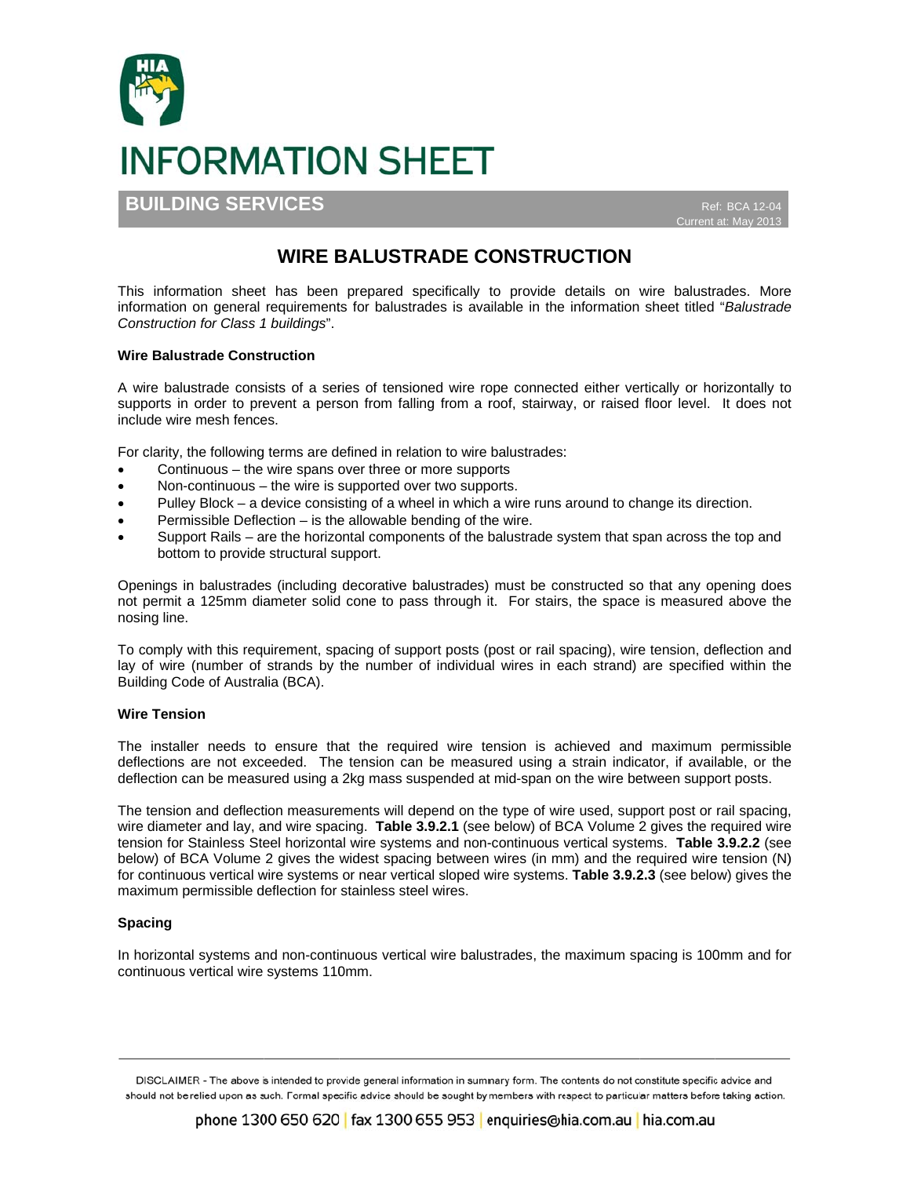# INFORMATION SHEET

**BUILDING SERVICES**

Ref: BCA 12-04
Current at: May 2013

## WIRE BALUSTRADE CONSTRUCTION

This information sheet has been prepared specifically to provide details on wire balustrades. More information on general requirements for balustrades is available in the information sheet titled "*Balustrade Construction for Class 1 buildings*".

### Wire Balustrade Construction

A wire balustrade consists of a series of tensioned wire rope connected either vertically or horizontally to supports in order to prevent a person from falling from a roof, stairway, or raised floor level. It does not include wire mesh fences.

For clarity, the following terms are defined in relation to wire balustrades:

- Continuous – the wire spans over three or more supports
- Non-continuous – the wire is supported over two supports.
- Pulley Block – a device consisting of a wheel in which a wire runs around to change its direction.
- Permissible Deflection – is the allowable bending of the wire.
- Support Rails – are the horizontal components of the balustrade system that span across the top and bottom to provide structural support.

Openings in balustrades (including decorative balustrades) must be constructed so that any opening does not permit a 125mm diameter solid cone to pass through it. For stairs, the space is measured above the nosing line.

To comply with this requirement, spacing of support posts (post or rail spacing), wire tension, deflection and lay of wire (number of strands by the number of individual wires in each strand) are specified within the Building Code of Australia (BCA).

### Wire Tension

The installer needs to ensure that the required wire tension is achieved and maximum permissible deflections are not exceeded. The tension can be measured using a strain indicator, if available, or the deflection can be measured using a 2kg mass suspended at mid-span on the wire between support posts.

The tension and deflection measurements will depend on the type of wire used, support post or rail spacing, wire diameter and lay, and wire spacing. **Table 3.9.2.1** (see below) of BCA Volume 2 gives the required wire tension for Stainless Steel horizontal wire systems and non-continuous vertical systems. **Table 3.9.2.2** (see below) of BCA Volume 2 gives the widest spacing between wires (in mm) and the required wire tension (N) for continuous vertical wire systems or near vertical sloped wire systems. **Table 3.9.2.3** (see below) gives the maximum permissible deflection for stainless steel wires.

### Spacing

In horizontal systems and non-continuous vertical wire balustrades, the maximum spacing is 100mm and for continuous vertical wire systems 110mm.

DISCLAIMER - The above is intended to provide general information in summary form. The contents do not constitute specific advice and should not be relied upon as such. Formal specific advice should be sought by members with respect to particular matters before taking action.

phone 1300 650 620 | fax 1300 655 953 | enquiries@hia.com.au | hia.com.au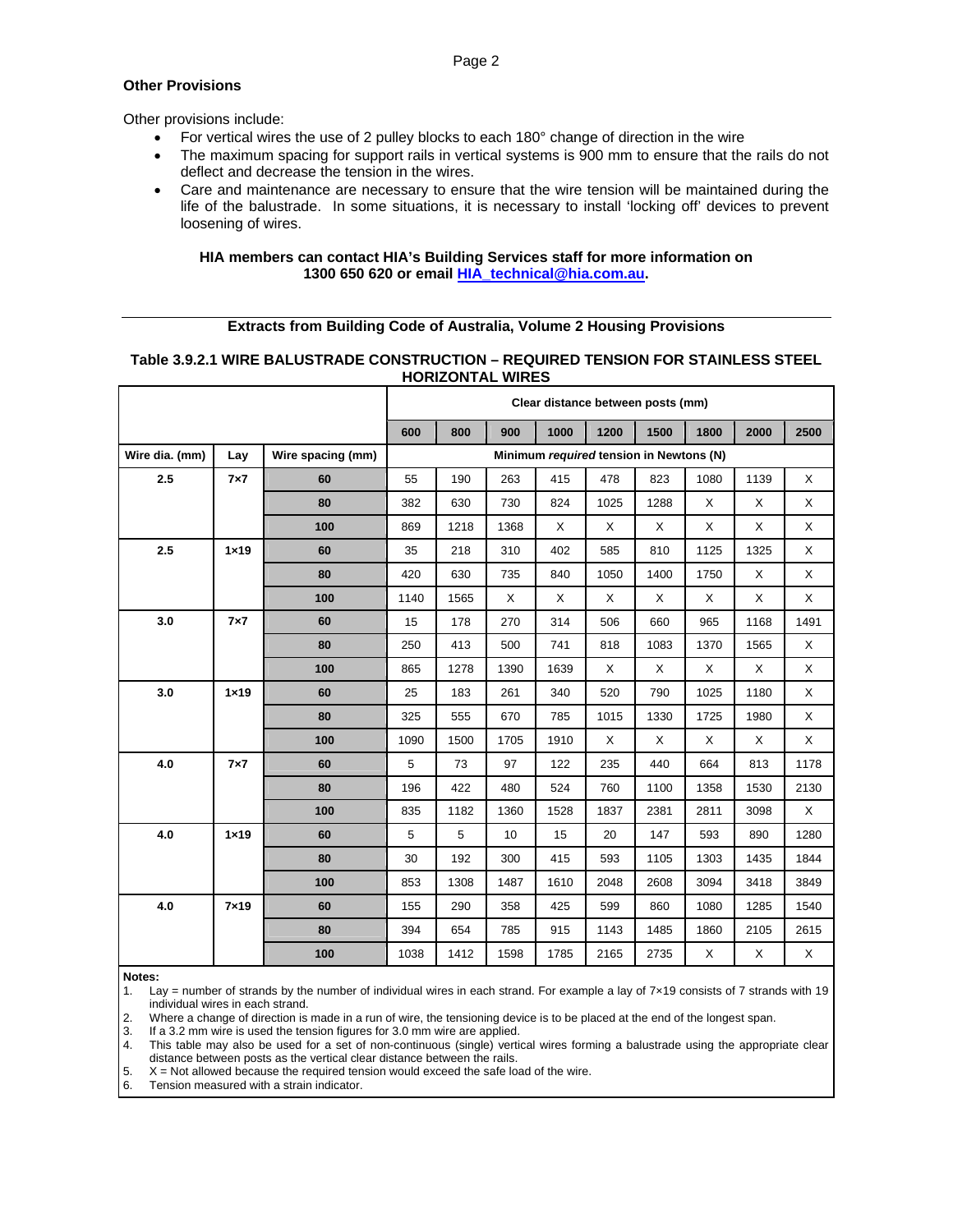## Other Provisions

Other provisions include:

- For vertical wires the use of 2 pulley blocks to each 180° change of direction in the wire
- The maximum spacing for support rails in vertical systems is 900 mm to ensure that the rails do not deflect and decrease the tension in the wires.
- Care and maintenance are necessary to ensure that the wire tension will be maintained during the life of the balustrade. In some situations, it is necessary to install 'locking off' devices to prevent loosening of wires.

**HIA members can contact HIA's Building Services staff for more information on 1300 650 620 or email [HIA_technical@hia.com.au](mailto:HIA_technical@hia.com.au).**

---

**Extracts from Building Code of Australia, Volume 2 Housing Provisions**

**Table 3.9.2.1 WIRE BALUSTRADE CONSTRUCTION – REQUIRED TENSION FOR STAINLESS STEEL HORIZONTAL WIRES**

| | | | Clear distance between posts (mm) | | | | | | | | |
|---|---|---|---|---|---|---|---|---|---|---|---|
| | | | 600 | 800 | 900 | 1000 | 1200 | 1500 | 1800 | 2000 | 2500 |
| Wire dia. (mm) | Lay | Wire spacing (mm) | Minimum *required* tension in Newtons (N) | | | | | | | | |
| 2.5 | 7×7 | 60 | 55 | 190 | 263 | 415 | 478 | 823 | 1080 | 1139 | X |
| | | 80 | 382 | 630 | 730 | 824 | 1025 | 1288 | X | X | X |
| | | 100 | 869 | 1218 | 1368 | X | X | X | X | X | X |
| 2.5 | 1×19 | 60 | 35 | 218 | 310 | 402 | 585 | 810 | 1125 | 1325 | X |
| | | 80 | 420 | 630 | 735 | 840 | 1050 | 1400 | 1750 | X | X |
| | | 100 | 1140 | 1565 | X | X | X | X | X | X | X |
| 3.0 | 7×7 | 60 | 15 | 178 | 270 | 314 | 506 | 660 | 965 | 1168 | 1491 |
| | | 80 | 250 | 413 | 500 | 741 | 818 | 1083 | 1370 | 1565 | X |
| | | 100 | 865 | 1278 | 1390 | 1639 | X | X | X | X | X |
| 3.0 | 1×19 | 60 | 25 | 183 | 261 | 340 | 520 | 790 | 1025 | 1180 | X |
| | | 80 | 325 | 555 | 670 | 785 | 1015 | 1330 | 1725 | 1980 | X |
| | | 100 | 1090 | 1500 | 1705 | 1910 | X | X | X | X | X |
| 4.0 | 7×7 | 60 | 5 | 73 | 97 | 122 | 235 | 440 | 664 | 813 | 1178 |
| | | 80 | 196 | 422 | 480 | 524 | 760 | 1100 | 1358 | 1530 | 2130 |
| | | 100 | 835 | 1182 | 1360 | 1528 | 1837 | 2381 | 2811 | 3098 | X |
| 4.0 | 1×19 | 60 | 5 | 5 | 10 | 15 | 20 | 147 | 593 | 890 | 1280 |
| | | 80 | 30 | 192 | 300 | 415 | 593 | 1105 | 1303 | 1435 | 1844 |
| | | 100 | 853 | 1308 | 1487 | 1610 | 2048 | 2608 | 3094 | 3418 | 3849 |
| 4.0 | 7×19 | 60 | 155 | 290 | 358 | 425 | 599 | 860 | 1080 | 1285 | 1540 |
| | | 80 | 394 | 654 | 785 | 915 | 1143 | 1485 | 1860 | 2105 | 2615 |
| | | 100 | 1038 | 1412 | 1598 | 1785 | 2165 | 2735 | X | X | X |

**Notes:**

1. Lay = number of strands by the number of individual wires in each strand. For example a lay of 7×19 consists of 7 strands with 19 individual wires in each strand.
2. Where a change of direction is made in a run of wire, the tensioning device is to be placed at the end of the longest span.
3. If a 3.2 mm wire is used the tension figures for 3.0 mm wire are applied.
4. This table may also be used for a set of non-continuous (single) vertical wires forming a balustrade using the appropriate clear distance between posts as the vertical clear distance between the rails.
5. X = Not allowed because the required tension would exceed the safe load of the wire.
6. Tension measured with a strain indicator.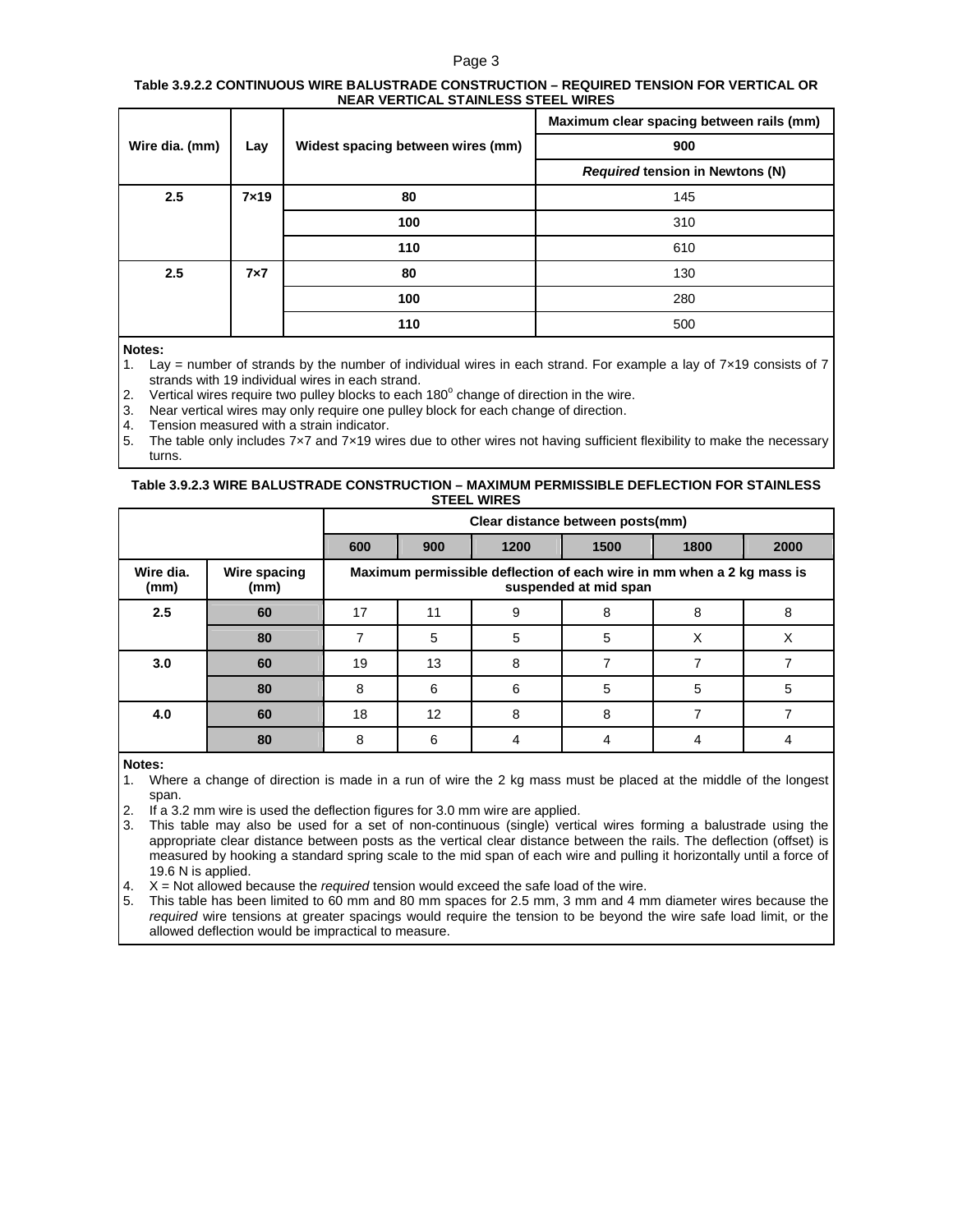**Table 3.9.2.2 CONTINUOUS WIRE BALUSTRADE CONSTRUCTION – REQUIRED TENSION FOR VERTICAL OR NEAR VERTICAL STAINLESS STEEL WIRES**

| Wire dia. (mm) | Lay | Widest spacing between wires (mm) | Maximum clear spacing between rails (mm) |
|---|---|---|---|
| | | | 900 |
| | | | *Required* tension in Newtons (N) |
| **2.5** | **7×19** | **80** | 145 |
| | | **100** | 310 |
| | | **110** | 610 |
| **2.5** | **7×7** | **80** | 130 |
| | | **100** | 280 |
| | | **110** | 500 |

**Notes:**

1. Lay = number of strands by the number of individual wires in each strand. For example a lay of 7×19 consists of 7 strands with 19 individual wires in each strand.
2. Vertical wires require two pulley blocks to each 180° change of direction in the wire.
3. Near vertical wires may only require one pulley block for each change of direction.
4. Tension measured with a strain indicator.
5. The table only includes 7×7 and 7×19 wires due to other wires not having sufficient flexibility to make the necessary turns.

**Table 3.9.2.3 WIRE BALUSTRADE CONSTRUCTION – MAXIMUM PERMISSIBLE DEFLECTION FOR STAINLESS STEEL WIRES**

| | | Clear distance between posts(mm) | | | | | |
|---|---|---|---|---|---|---|---|
| | | **600** | **900** | **1200** | **1500** | **1800** | **2000** |
| **Wire dia. (mm)** | **Wire spacing (mm)** | **Maximum permissible deflection of each wire in mm when a 2 kg mass is suspended at mid span** | | | | | |
| **2.5** | **60** | 17 | 11 | 9 | 8 | 8 | 8 |
| | **80** | 7 | 5 | 5 | 5 | X | X |
| **3.0** | **60** | 19 | 13 | 8 | 7 | 7 | 7 |
| | **80** | 8 | 6 | 6 | 5 | 5 | 5 |
| **4.0** | **60** | 18 | 12 | 8 | 8 | 7 | 7 |
| | **80** | 8 | 6 | 4 | 4 | 4 | 4 |

**Notes:**

1. Where a change of direction is made in a run of wire the 2 kg mass must be placed at the middle of the longest span.
2. If a 3.2 mm wire is used the deflection figures for 3.0 mm wire are applied.
3. This table may also be used for a set of non-continuous (single) vertical wires forming a balustrade using the appropriate clear distance between posts as the vertical clear distance between the rails. The deflection (offset) is measured by hooking a standard spring scale to the mid span of each wire and pulling it horizontally until a force of 19.6 N is applied.
4. X = Not allowed because the *required* tension would exceed the safe load of the wire.
5. This table has been limited to 60 mm and 80 mm spaces for 2.5 mm, 3 mm and 4 mm diameter wires because the *required* wire tensions at greater spacings would require the tension to be beyond the wire safe load limit, or the allowed deflection would be impractical to measure.